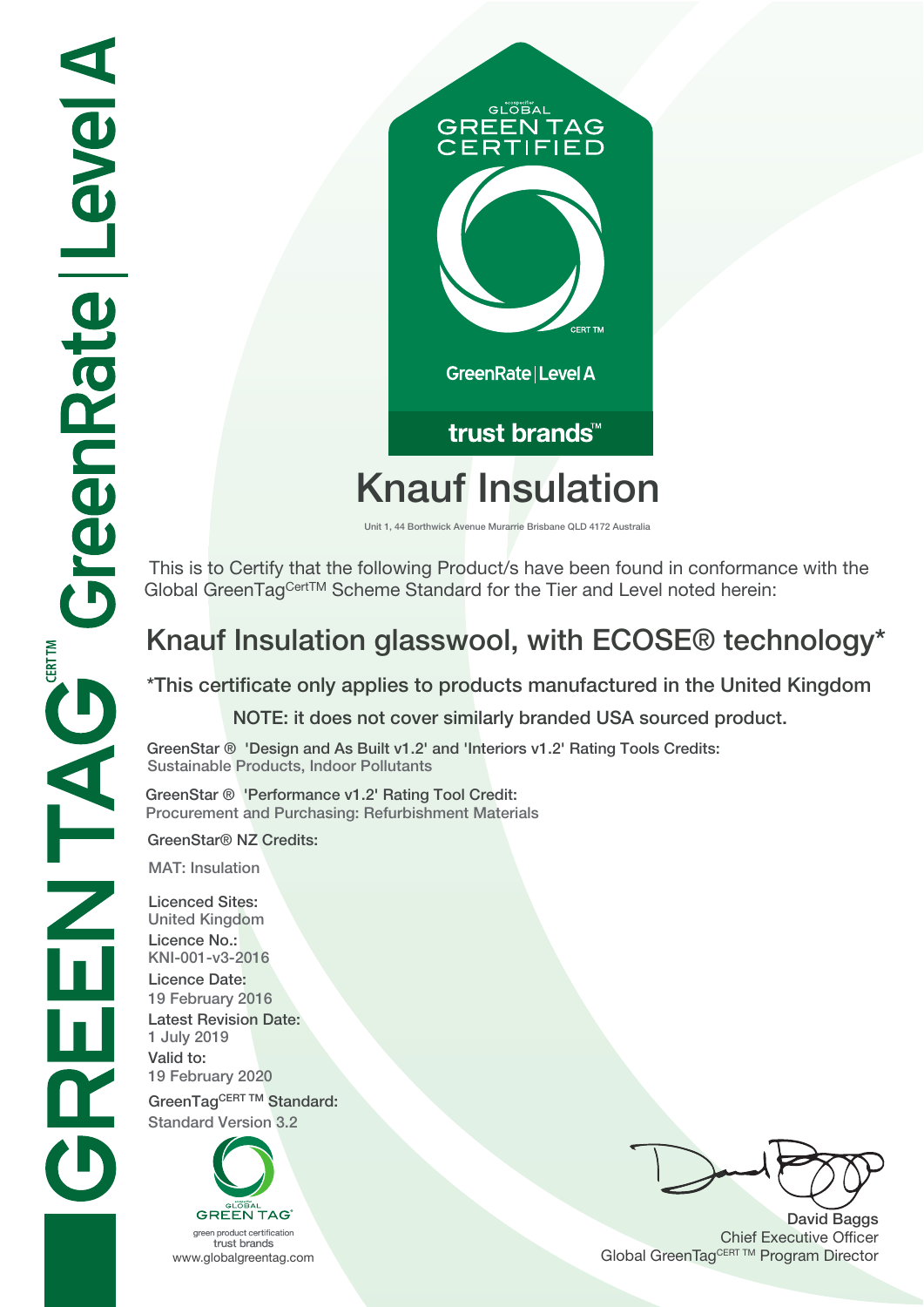GREENTAG CERT TM GreenRate | Level A

GLOBAL GREEN TAG CERTIFIED

CERT TM

GreenRate | Level A

trust brands™

# Knauf Insulation

Unit 1, 44 Borthwick Avenue Murarrie Brisbane QLD 4172 Australia

This is to Certify that the following Product/s have been found in conformance with the Global GreenTag[CertTM] Scheme Standard for the Tier and Level noted herein:

## Knauf Insulation glasswool, with ECOSE® technology*

*This certificate only applies to products manufactured in the United Kingdom

NOTE: it does not cover similarly branded USA sourced product.

GreenStar ® 'Design and As Built v1.2' and 'Interiors v1.2' Rating Tools Credits:
Sustainable Products, Indoor Pollutants

GreenStar ® 'Performance v1.2' Rating Tool Credit:
Procurement and Purchasing: Refurbishment Materials

GreenStar® NZ Credits:

MAT: Insulation

Licenced Sites:
United Kingdom

Licence No.:
KNI-001-v3-2016

Licence Date:
19 February 2016

Latest Revision Date:
1 July 2019

Valid to:
19 February 2020

GreenTag[CERT TM] Standard:
Standard Version 3.2

GLOBAL GREEN TAG
green product certification
trust brands
www.globalgreentag.com

David Baggs
Chief Executive Officer
Global GreenTag[CERT TM] Program Director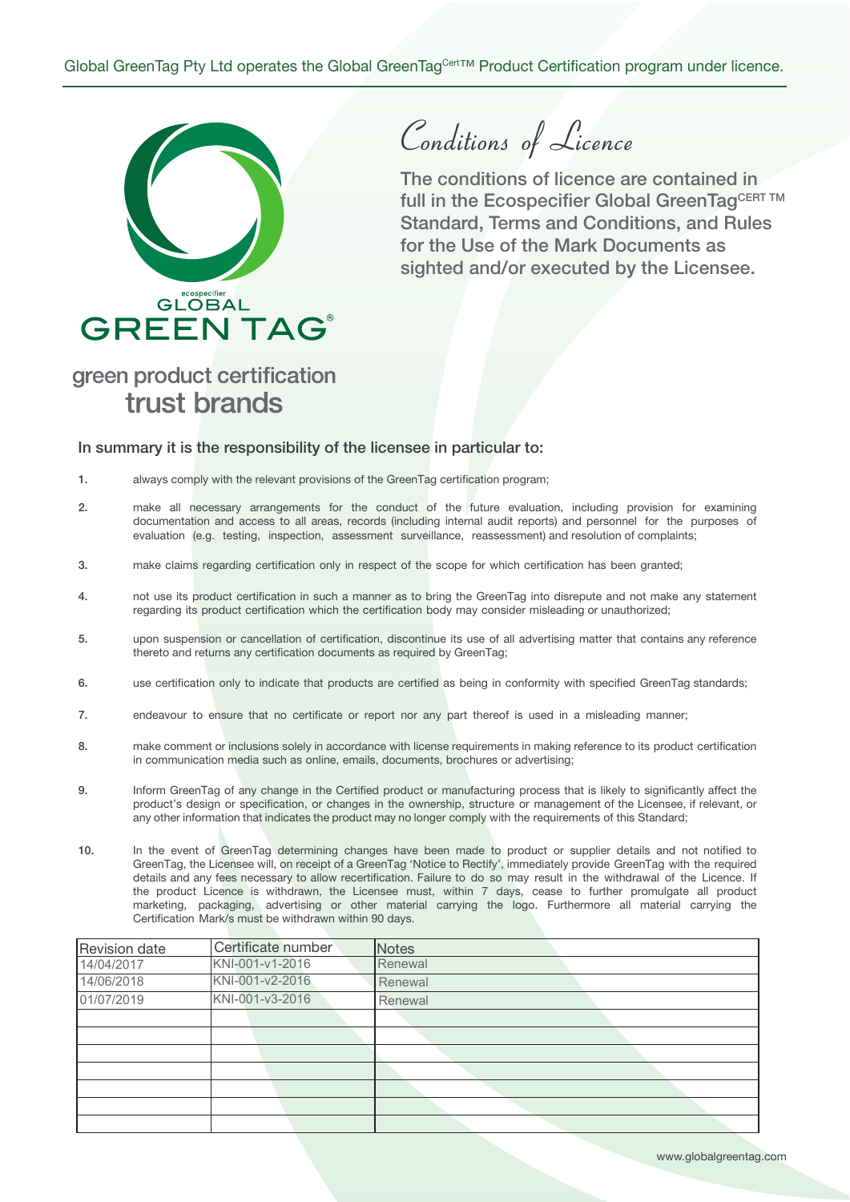Global GreenTag Pty Ltd operates the Global GreenTag[Cert]™ Product Certification program under licence.

ecospecifier
GLOBAL
GREEN TAG®

green product certification
trust brands

# *Conditions of Licence*

**The conditions of licence are contained in full in the Ecospecifier Global GreenTag[CERT TM] Standard, Terms and Conditions, and Rules for the Use of the Mark Documents as sighted and/or executed by the Licensee.**

### In summary it is the responsibility of the licensee in particular to:

1. always comply with the relevant provisions of the GreenTag certification program;

2. make all necessary arrangements for the conduct of the future evaluation, including provision for examining documentation and access to all areas, records (including internal audit reports) and personnel for the purposes of evaluation (e.g. testing, inspection, assessment surveillance, reassessment) and resolution of complaints;

3. make claims regarding certification only in respect of the scope for which certification has been granted;

4. not use its product certification in such a manner as to bring the GreenTag into disrepute and not make any statement regarding its product certification which the certification body may consider misleading or unauthorized;

5. upon suspension or cancellation of certification, discontinue its use of all advertising matter that contains any reference thereto and returns any certification documents as required by GreenTag;

6. use certification only to indicate that products are certified as being in conformity with specified GreenTag standards;

7. endeavour to ensure that no certificate or report nor any part thereof is used in a misleading manner;

8. make comment or inclusions solely in accordance with license requirements in making reference to its product certification in communication media such as online, emails, documents, brochures or advertising;

9. Inform GreenTag of any change in the Certified product or manufacturing process that is likely to significantly affect the product's design or specification, or changes in the ownership, structure or management of the Licensee, if relevant, or any other information that indicates the product may no longer comply with the requirements of this Standard;

10. In the event of GreenTag determining changes have been made to product or supplier details and not notified to GreenTag, the Licensee will, on receipt of a GreenTag 'Notice to Rectify', immediately provide GreenTag with the required details and any fees necessary to allow recertification. Failure to do so may result in the withdrawal of the Licence. If the product Licence is withdrawn, the Licensee must, within 7 days, cease to further promulgate all product marketing, packaging, advertising or other material carrying the logo. Furthermore all material carrying the Certification Mark/s must be withdrawn within 90 days.

| Revision date | Certificate number | Notes |
|---|---|---|
| 14/04/2017 | KNI-001-v1-2016 | Renewal |
| 14/06/2018 | KNI-001-v2-2016 | Renewal |
| 01/07/2019 | KNI-001-v3-2016 | Renewal |
| | | |
| | | |
| | | |
| | | |
| | | |
| | | |
| | | |

www.globalgreentag.com